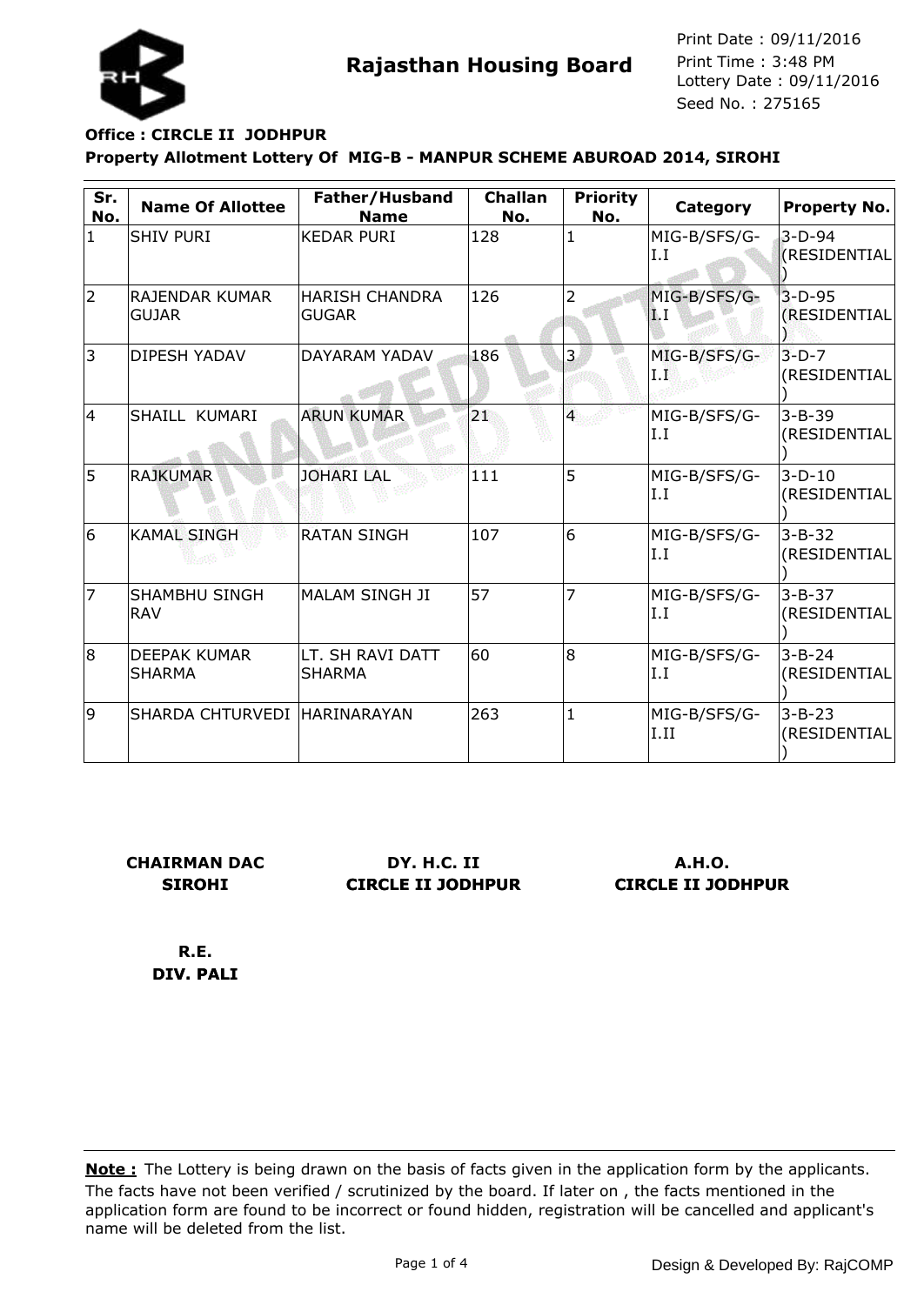# Rajasthan Housing Board

Print Date : 09/11/2016
Print Time : 3:48 PM
Lottery Date : 09/11/2016
Seed No. : 275165

**Office : CIRCLE II JODHPUR**

**Property Allotment Lottery Of MIG-B - MANPUR SCHEME ABUROAD 2014, SIROHI**

| Sr. No. | Name Of Allottee | Father/Husband Name | Challan No. | Priority No. | Category | Property No. |
|---|---|---|---|---|---|---|
| 1 | SHIV PURI | KEDAR PURI | 128 | 1 | MIG-B/SFS/G-I.I | 3-D-94 (RESIDENTIAL) |
| 2 | RAJENDAR KUMAR GUJAR | HARISH CHANDRA GUGAR | 126 | 2 | MIG-B/SFS/G-I.I | 3-D-95 (RESIDENTIAL) |
| 3 | DIPESH YADAV | DAYARAM YADAV | 186 | 3 | MIG-B/SFS/G-I.I | 3-D-7 (RESIDENTIAL) |
| 4 | SHAILL KUMARI | ARUN KUMAR | 21 | 4 | MIG-B/SFS/G-I.I | 3-B-39 (RESIDENTIAL) |
| 5 | RAJKUMAR | JOHARI LAL | 111 | 5 | MIG-B/SFS/G-I.I | 3-D-10 (RESIDENTIAL) |
| 6 | KAMAL SINGH | RATAN SINGH | 107 | 6 | MIG-B/SFS/G-I.I | 3-B-32 (RESIDENTIAL) |
| 7 | SHAMBHU SINGH RAV | MALAM SINGH JI | 57 | 7 | MIG-B/SFS/G-I.I | 3-B-37 (RESIDENTIAL) |
| 8 | DEEPAK KUMAR SHARMA | LT. SH RAVI DATT SHARMA | 60 | 8 | MIG-B/SFS/G-I.I | 3-B-24 (RESIDENTIAL) |
| 9 | SHARDA CHTURVEDI | HARINARAYAN | 263 | 1 | MIG-B/SFS/G-I.II | 3-B-23 (RESIDENTIAL) |

**CHAIRMAN DAC SIROHI**

**DY. H.C. II CIRCLE II JODHPUR**

**A.H.O. CIRCLE II JODHPUR**

**R.E. DIV. PALI**

**Note :** The Lottery is being drawn on the basis of facts given in the application form by the applicants. The facts have not been verified / scrutinized by the board. If later on , the facts mentioned in the application form are found to be incorrect or found hidden, registration will be cancelled and applicant's name will be deleted from the list.

Design & Developed By: RajCOMP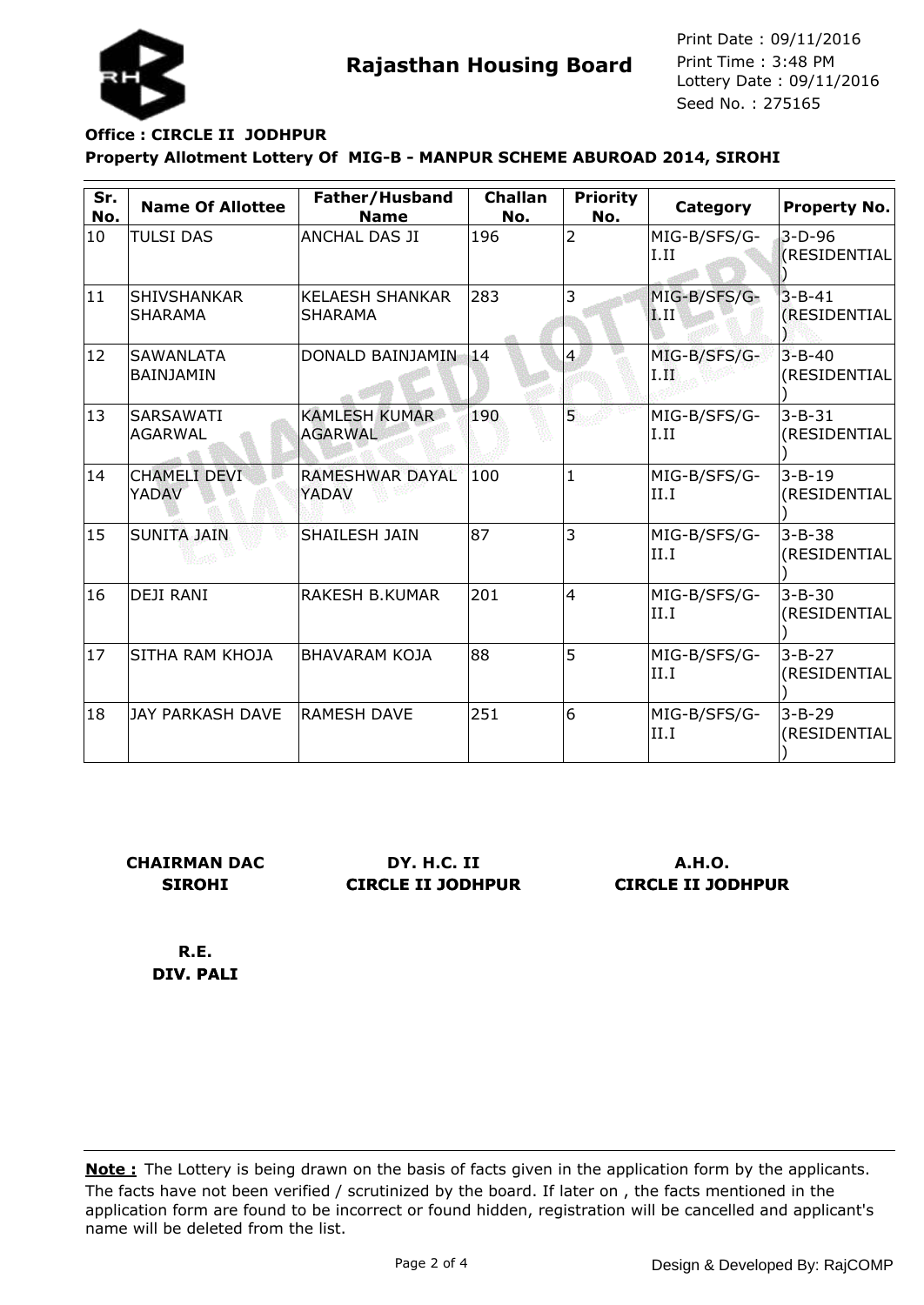**Rajasthan Housing Board**

Print Date : 09/11/2016
Print Time : 3:48 PM
Lottery Date : 09/11/2016
Seed No. : 275165

**Office : CIRCLE II JODHPUR**

**Property Allotment Lottery Of MIG-B - MANPUR SCHEME ABUROAD 2014, SIROHI**

| Sr. No. | Name Of Allottee | Father/Husband Name | Challan No. | Priority No. | Category | Property No. |
|---|---|---|---|---|---|---|
| 10 | TULSI DAS | ANCHAL DAS JI | 196 | 2 | MIG-B/SFS/G-I.II | 3-D-96 (RESIDENTIAL) |
| 11 | SHIVSHANKAR SHARAMA | KELAESH SHANKAR SHARAMA | 283 | 3 | MIG-B/SFS/G-I.II | 3-B-41 (RESIDENTIAL) |
| 12 | SAWANLATA BAINJAMIN | DONALD BAINJAMIN | 14 | 4 | MIG-B/SFS/G-I.II | 3-B-40 (RESIDENTIAL) |
| 13 | SARSAWATI AGARWAL | KAMLESH KUMAR AGARWAL | 190 | 5 | MIG-B/SFS/G-I.II | 3-B-31 (RESIDENTIAL) |
| 14 | CHAMELI DEVI YADAV | RAMESHWAR DAYAL YADAV | 100 | 1 | MIG-B/SFS/G-II.I | 3-B-19 (RESIDENTIAL) |
| 15 | SUNITA JAIN | SHAILESH JAIN | 87 | 3 | MIG-B/SFS/G-II.I | 3-B-38 (RESIDENTIAL) |
| 16 | DEJI RANI | RAKESH B.KUMAR | 201 | 4 | MIG-B/SFS/G-II.I | 3-B-30 (RESIDENTIAL) |
| 17 | SITHA RAM KHOJA | BHAVARAM KOJA | 88 | 5 | MIG-B/SFS/G-II.I | 3-B-27 (RESIDENTIAL) |
| 18 | JAY PARKASH DAVE | RAMESH DAVE | 251 | 6 | MIG-B/SFS/G-II.I | 3-B-29 (RESIDENTIAL) |

**CHAIRMAN DAC**
**SIROHI**

**DY. H.C. II**
**CIRCLE II JODHPUR**

**A.H.O.**
**CIRCLE II JODHPUR**

**R.E.**
**DIV. PALI**

**Note :** The Lottery is being drawn on the basis of facts given in the application form by the applicants. The facts have not been verified / scrutinized by the board. If later on , the facts mentioned in the application form are found to be incorrect or found hidden, registration will be cancelled and applicant's name will be deleted from the list.

Design & Developed By: RajCOMP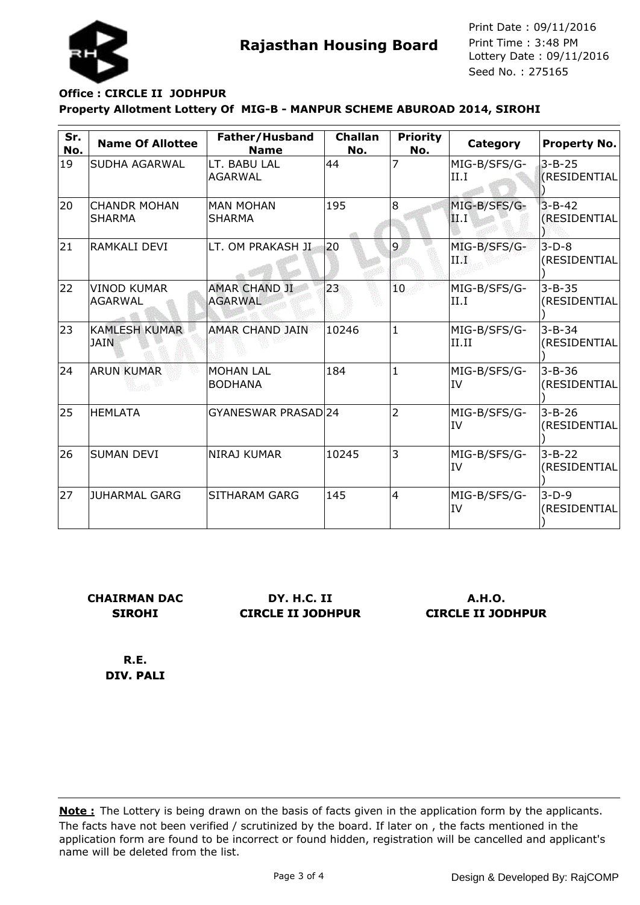# Rajasthan Housing Board

Print Date : 09/11/2016
Print Time : 3:48 PM
Lottery Date : 09/11/2016
Seed No. : 275165

**Office : CIRCLE II JODHPUR**

**Property Allotment Lottery Of MIG-B - MANPUR SCHEME ABUROAD 2014, SIROHI**

| Sr. No. | Name Of Allottee | Father/Husband Name | Challan No. | Priority No. | Category | Property No. |
|---|---|---|---|---|---|---|
| 19 | SUDHA AGARWAL | LT. BABU LAL AGARWAL | 44 | 7 | MIG-B/SFS/G-II.I | 3-B-25 (RESIDENTIAL) |
| 20 | CHANDR MOHAN SHARMA | MAN MOHAN SHARMA | 195 | 8 | MIG-B/SFS/G-II.I | 3-B-42 (RESIDENTIAL) |
| 21 | RAMKALI DEVI | LT. OM PRAKASH JI | 20 | 9 | MIG-B/SFS/G-II.I | 3-D-8 (RESIDENTIAL) |
| 22 | VINOD KUMAR AGARWAL | AMAR CHAND JI AGARWAL | 23 | 10 | MIG-B/SFS/G-II.I | 3-B-35 (RESIDENTIAL) |
| 23 | KAMLESH KUMAR JAIN | AMAR CHAND JAIN | 10246 | 1 | MIG-B/SFS/G-II.II | 3-B-34 (RESIDENTIAL) |
| 24 | ARUN KUMAR | MOHAN LAL BODHANA | 184 | 1 | MIG-B/SFS/G-IV | 3-B-36 (RESIDENTIAL) |
| 25 | HEMLATA | GYANESWAR PRASAD | 24 | 2 | MIG-B/SFS/G-IV | 3-B-26 (RESIDENTIAL) |
| 26 | SUMAN DEVI | NIRAJ KUMAR | 10245 | 3 | MIG-B/SFS/G-IV | 3-B-22 (RESIDENTIAL) |
| 27 | JUHARMAL GARG | SITHARAM GARG | 145 | 4 | MIG-B/SFS/G-IV | 3-D-9 (RESIDENTIAL) |

**CHAIRMAN DAC**
**SIROHI**

**DY. H.C. II**
**CIRCLE II JODHPUR**

**A.H.O.**
**CIRCLE II JODHPUR**

**R.E.**
**DIV. PALI**

**Note :** The Lottery is being drawn on the basis of facts given in the application form by the applicants. The facts have not been verified / scrutinized by the board. If later on , the facts mentioned in the application form are found to be incorrect or found hidden, registration will be cancelled and applicant's name will be deleted from the list.

Design & Developed By: RajCOMP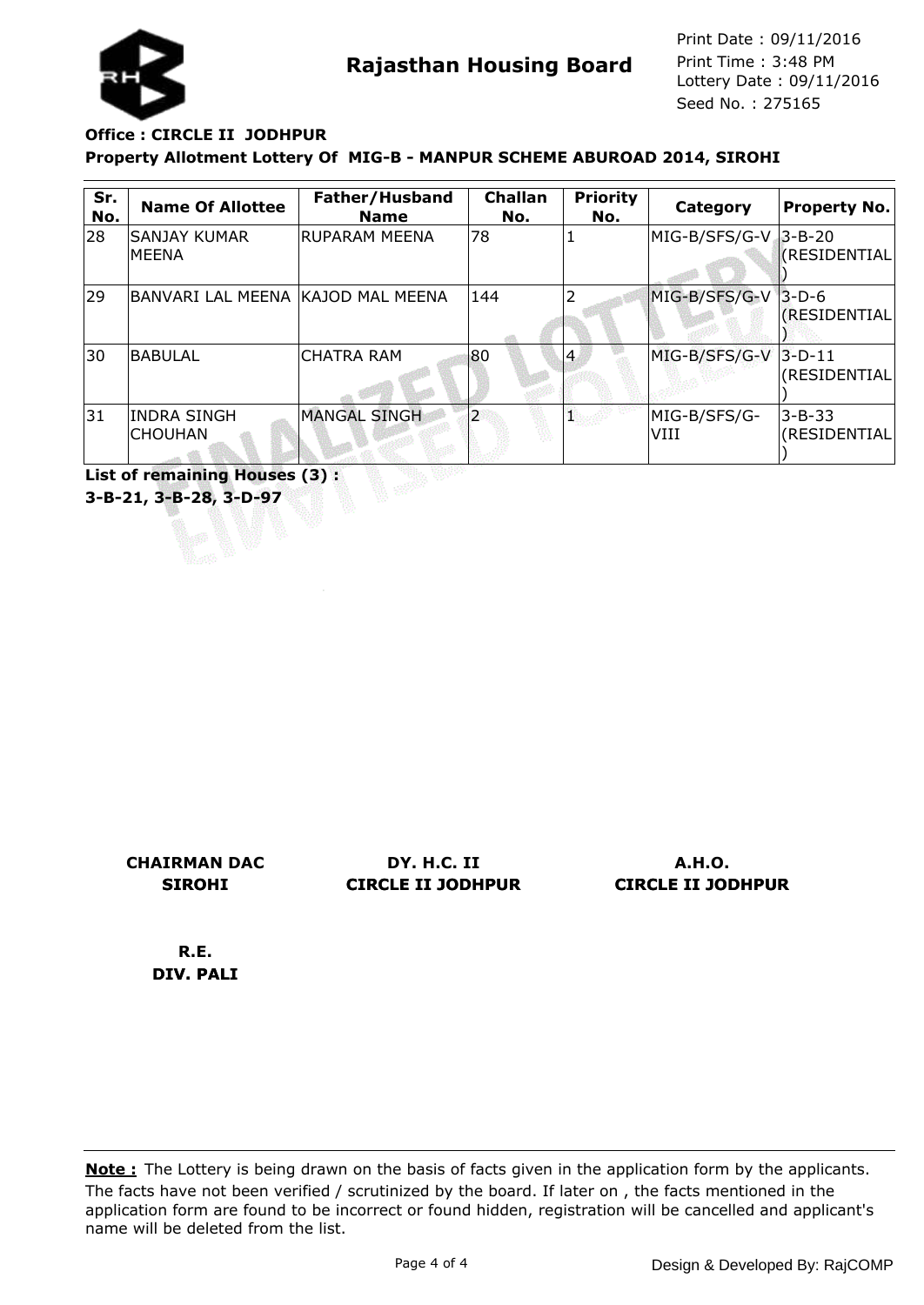**Rajasthan Housing Board**

Print Date : 09/11/2016
Print Time : 3:48 PM
Lottery Date : 09/11/2016
Seed No. : 275165

**Office : CIRCLE II JODHPUR**

**Property Allotment Lottery Of MIG-B - MANPUR SCHEME ABUROAD 2014, SIROHI**

| Sr. No. | Name Of Allottee | Father/Husband Name | Challan No. | Priority No. | Category | Property No. |
|---|---|---|---|---|---|---|
| 28 | SANJAY KUMAR MEENA | RUPARAM MEENA | 78 | 1 | MIG-B/SFS/G-V | 3-B-20 (RESIDENTIAL) |
| 29 | BANVARI LAL MEENA | KAJOD MAL MEENA | 144 | 2 | MIG-B/SFS/G-V | 3-D-6 (RESIDENTIAL) |
| 30 | BABULAL | CHATRA RAM | 80 | 4 | MIG-B/SFS/G-V | 3-D-11 (RESIDENTIAL) |
| 31 | INDRA SINGH CHOUHAN | MANGAL SINGH | 2 | 1 | MIG-B/SFS/G-VIII | 3-B-33 (RESIDENTIAL) |

**List of remaining Houses (3) :**
**3-B-21, 3-B-28, 3-D-97**

**CHAIRMAN DAC**
**SIROHI**

**DY. H.C. II**
**CIRCLE II JODHPUR**

**A.H.O.**
**CIRCLE II JODHPUR**

**R.E.**
**DIV. PALI**

**Note :** The Lottery is being drawn on the basis of facts given in the application form by the applicants. The facts have not been verified / scrutinized by the board. If later on , the facts mentioned in the application form are found to be incorrect or found hidden, registration will be cancelled and applicant's name will be deleted from the list.

Design & Developed By: RajCOMP